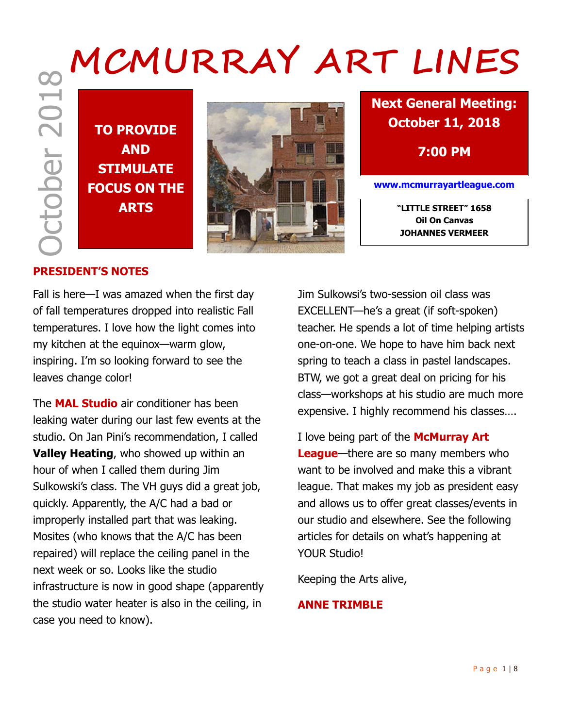# MCMURRAY ART LINES

October 2018

**TO PROVIDE AND STIMULATE FOCUS ON THE ARTS**

**Next General Meeting: October 11, 2018**

**7:00 PM**

[www.mcmurrayartleague.com](http://www.mcmurrayartleague.com)

**"LITTLE STREET" 1658**
**Oil On Canvas**
**JOHANNES VERMEER**

## PRESIDENT'S NOTES

Fall is here—I was amazed when the first day of fall temperatures dropped into realistic Fall temperatures. I love how the light comes into my kitchen at the equinox—warm glow, inspiring. I'm so looking forward to see the leaves change color!

The **MAL Studio** air conditioner has been leaking water during our last few events at the studio. On Jan Pini's recommendation, I called **Valley Heating**, who showed up within an hour of when I called them during Jim Sulkowski's class. The VH guys did a great job, quickly. Apparently, the A/C had a bad or improperly installed part that was leaking. Mosites (who knows that the A/C has been repaired) will replace the ceiling panel in the next week or so. Looks like the studio infrastructure is now in good shape (apparently the studio water heater is also in the ceiling, in case you need to know).

Jim Sulkowsi's two-session oil class was EXCELLENT—he's a great (if soft-spoken) teacher. He spends a lot of time helping artists one-on-one. We hope to have him back next spring to teach a class in pastel landscapes. BTW, we got a great deal on pricing for his class—workshops at his studio are much more expensive. I highly recommend his classes….

I love being part of the **McMurray Art League**—there are so many members who want to be involved and make this a vibrant league. That makes my job as president easy and allows us to offer great classes/events in our studio and elsewhere. See the following articles for details on what's happening at YOUR Studio!

Keeping the Arts alive,

**ANNE TRIMBLE**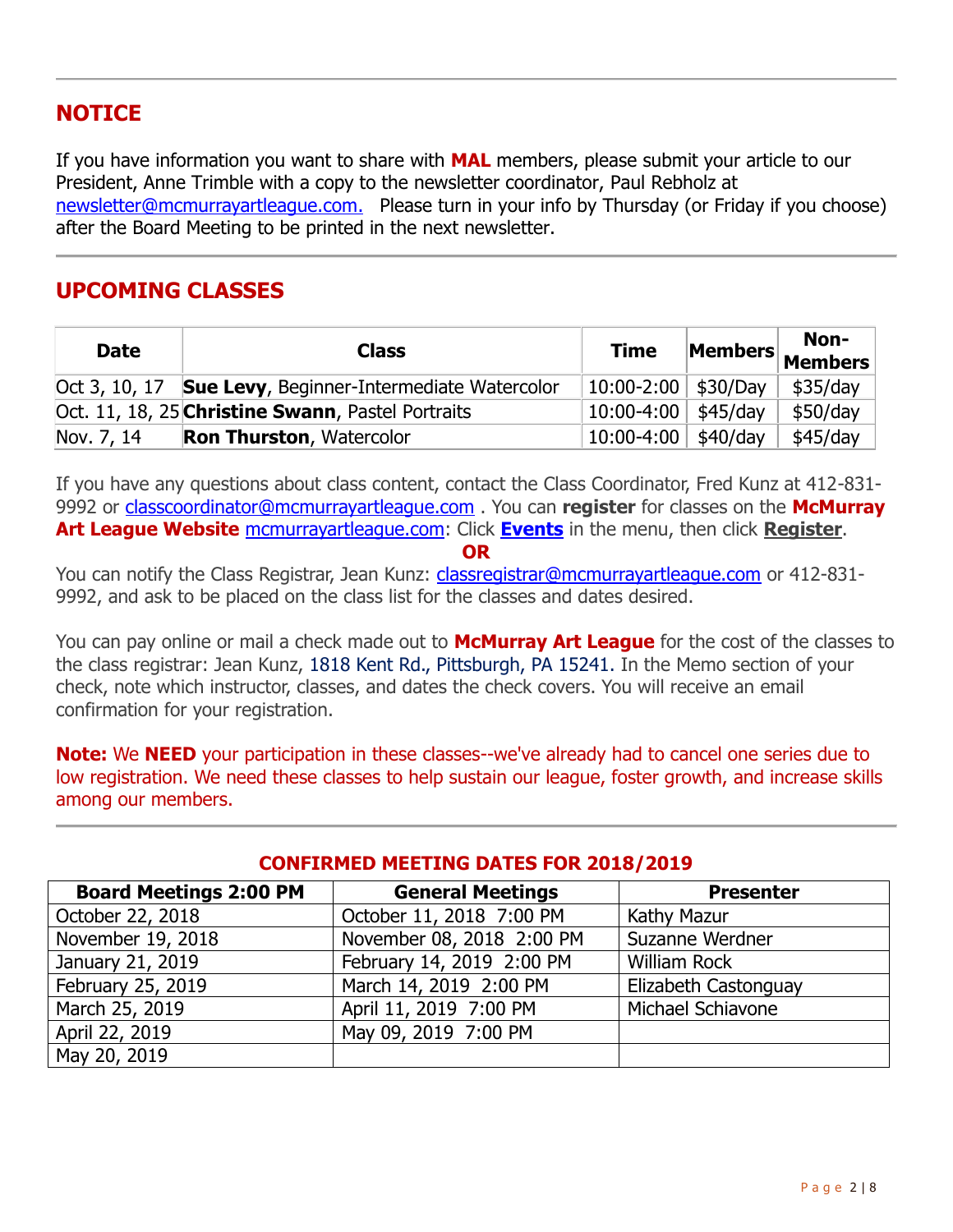## NOTICE

If you have information you want to share with **MAL** members, please submit your article to our President, Anne Trimble with a copy to the newsletter coordinator, Paul Rebholz at newsletter@mcmurrayartleague.com. Please turn in your info by Thursday (or Friday if you choose) after the Board Meeting to be printed in the next newsletter.

## UPCOMING CLASSES

| Date | Class | Time | Members | Non-Members |
|---|---|---|---|---|
| Oct 3, 10, 17 | **Sue Levy**, Beginner-Intermediate Watercolor | 10:00-2:00 | $30/Day | $35/day |
| Oct. 11, 18, 25 | **Christine Swann**, Pastel Portraits | 10:00-4:00 | $45/day | $50/day |
| Nov. 7, 14 | **Ron Thurston**, Watercolor | 10:00-4:00 | $40/day | $45/day |

If you have any questions about class content, contact the Class Coordinator, Fred Kunz at 412-831-9992 or classcoordinator@mcmurrayartleague.com . You can **register** for classes on the **McMurray Art League Website** mcmurrayartleague.com: Click **Events** in the menu, then click **Register**.

**OR**

You can notify the Class Registrar, Jean Kunz: classregistrar@mcmurrayartleague.com or 412-831-9992, and ask to be placed on the class list for the classes and dates desired.

You can pay online or mail a check made out to **McMurray Art League** for the cost of the classes to the class registrar: Jean Kunz, 1818 Kent Rd., Pittsburgh, PA 15241. In the Memo section of your check, note which instructor, classes, and dates the check covers. You will receive an email confirmation for your registration.

**Note:** We **NEED** your participation in these classes--we've already had to cancel one series due to low registration. We need these classes to help sustain our league, foster growth, and increase skills among our members.

### CONFIRMED MEETING DATES FOR 2018/2019

| Board Meetings 2:00 PM | General Meetings | Presenter |
|---|---|---|
| October 22, 2018 | October 11, 2018 7:00 PM | Kathy Mazur |
| November 19, 2018 | November 08, 2018 2:00 PM | Suzanne Werdner |
| January 21, 2019 | February 14, 2019 2:00 PM | William Rock |
| February 25, 2019 | March 14, 2019 2:00 PM | Elizabeth Castonguay |
| March 25, 2019 | April 11, 2019 7:00 PM | Michael Schiavone |
| April 22, 2019 | May 09, 2019 7:00 PM | |
| May 20, 2019 | | |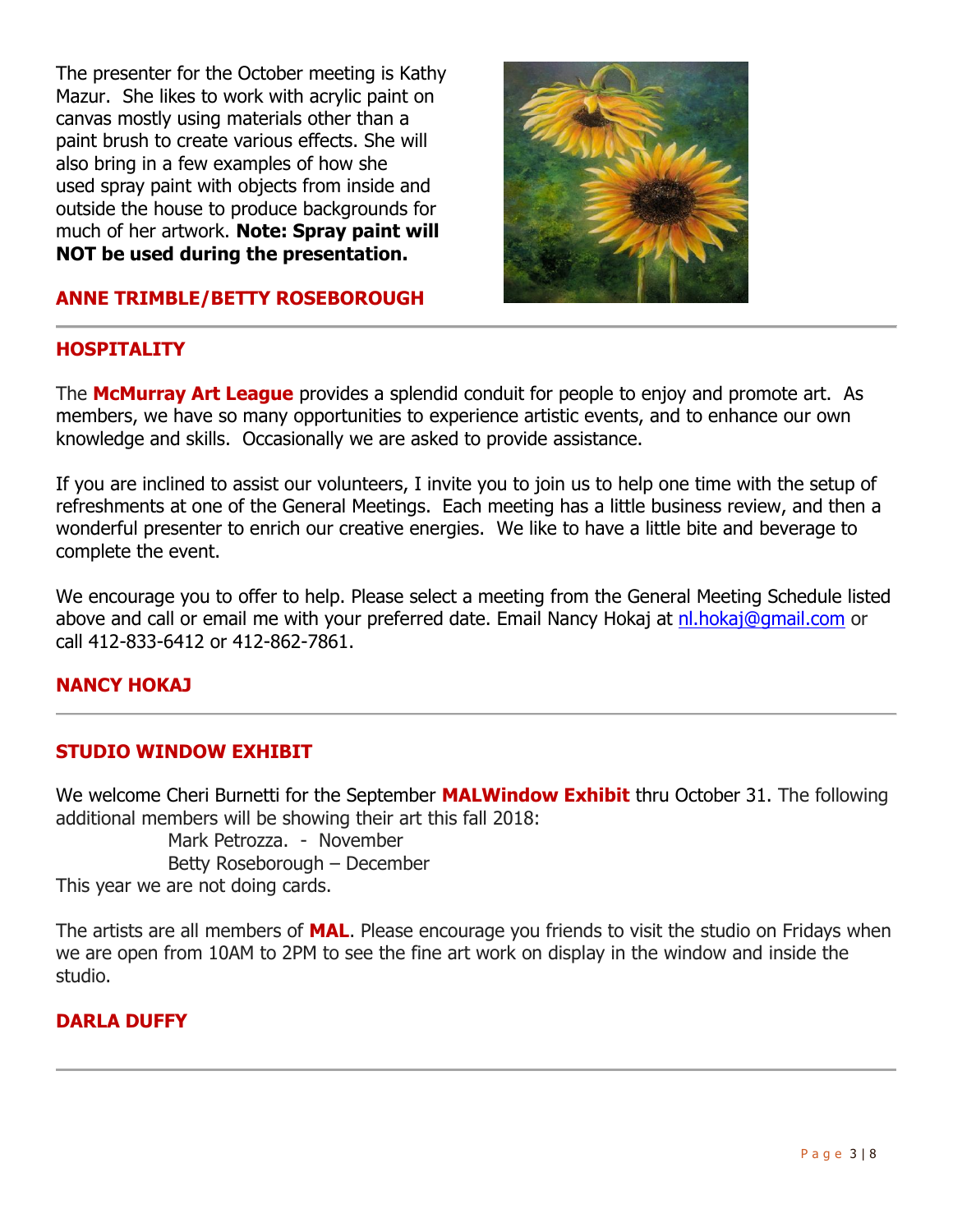The presenter for the October meeting is Kathy Mazur. She likes to work with acrylic paint on canvas mostly using materials other than a paint brush to create various effects. She will also bring in a few examples of how she used spray paint with objects from inside and outside the house to produce backgrounds for much of her artwork. **Note: Spray paint will NOT be used during the presentation.**

**ANNE TRIMBLE/BETTY ROSEBOROUGH**

---

## HOSPITALITY

The **McMurray Art League** provides a splendid conduit for people to enjoy and promote art. As members, we have so many opportunities to experience artistic events, and to enhance our own knowledge and skills. Occasionally we are asked to provide assistance.

If you are inclined to assist our volunteers, I invite you to join us to help one time with the setup of refreshments at one of the General Meetings. Each meeting has a little business review, and then a wonderful presenter to enrich our creative energies. We like to have a little bite and beverage to complete the event.

We encourage you to offer to help. Please select a meeting from the General Meeting Schedule listed above and call or email me with your preferred date. Email Nancy Hokaj at nl.hokaj@gmail.com or call 412-833-6412 or 412-862-7861.

**NANCY HOKAJ**

---

## STUDIO WINDOW EXHIBIT

We welcome Cheri Burnetti for the September **MALWindow Exhibit** thru October 31. The following additional members will be showing their art this fall 2018:

Mark Petrozza. - November
Betty Roseborough – December

This year we are not doing cards.

The artists are all members of **MAL**. Please encourage you friends to visit the studio on Fridays when we are open from 10AM to 2PM to see the fine art work on display in the window and inside the studio.

**DARLA DUFFY**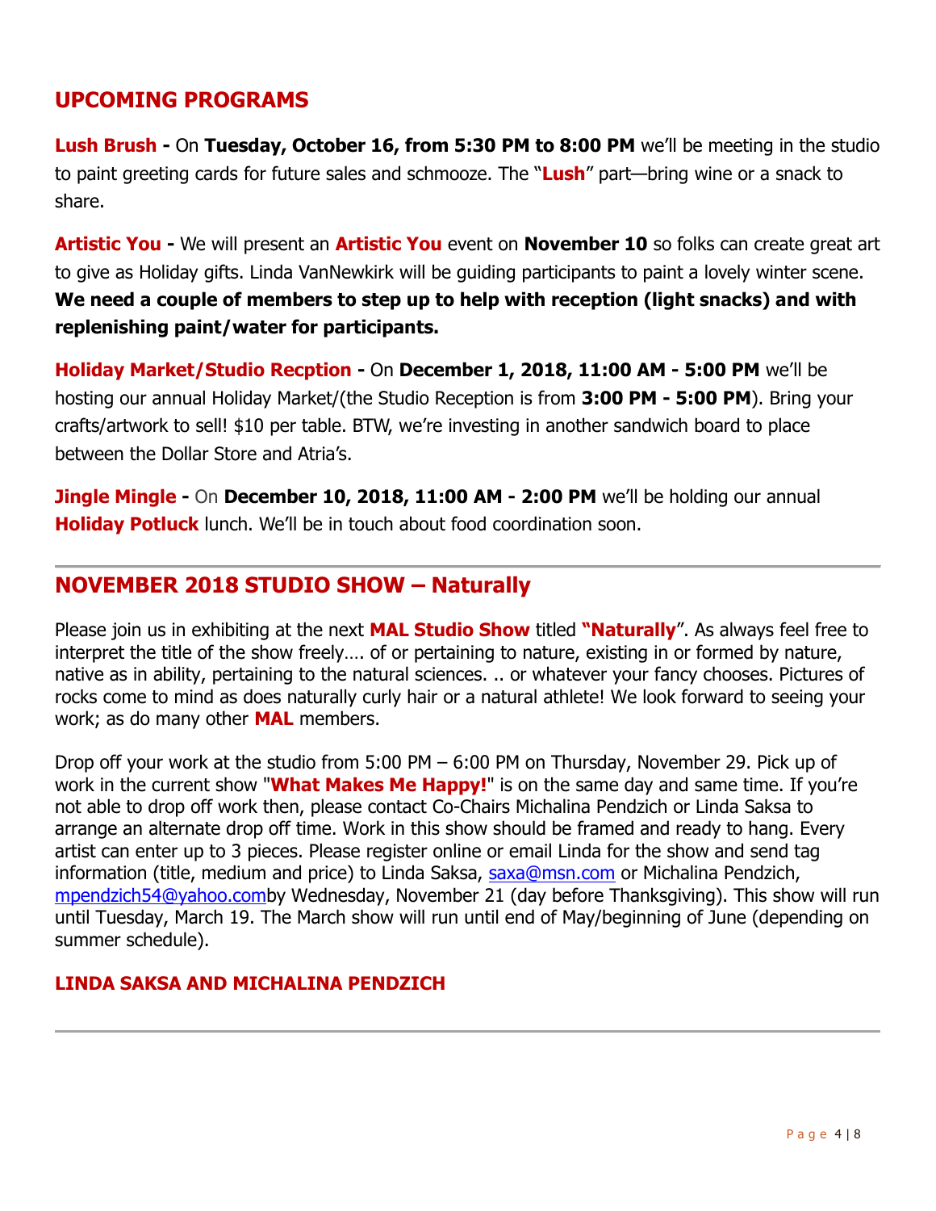## UPCOMING PROGRAMS

**Lush Brush -** On **Tuesday, October 16, from 5:30 PM to 8:00 PM** we'll be meeting in the studio to paint greeting cards for future sales and schmooze. The "**Lush**" part—bring wine or a snack to share.

**Artistic You -** We will present an **Artistic You** event on **November 10** so folks can create great art to give as Holiday gifts. Linda VanNewkirk will be guiding participants to paint a lovely winter scene. **We need a couple of members to step up to help with reception (light snacks) and with replenishing paint/water for participants.**

**Holiday Market/Studio Recption -** On **December 1, 2018, 11:00 AM - 5:00 PM** we'll be hosting our annual Holiday Market/(the Studio Reception is from **3:00 PM - 5:00 PM**). Bring your crafts/artwork to sell! $10 per table. BTW, we're investing in another sandwich board to place between the Dollar Store and Atria's.

**Jingle Mingle -** On **December 10, 2018, 11:00 AM - 2:00 PM** we'll be holding our annual **Holiday Potluck** lunch. We'll be in touch about food coordination soon.

---

## NOVEMBER 2018 STUDIO SHOW – Naturally

Please join us in exhibiting at the next **MAL Studio Show** titled **"Naturally**". As always feel free to interpret the title of the show freely…. of or pertaining to nature, existing in or formed by nature, native as in ability, pertaining to the natural sciences. .. or whatever your fancy chooses. Pictures of rocks come to mind as does naturally curly hair or a natural athlete! We look forward to seeing your work; as do many other **MAL** members.

Drop off your work at the studio from 5:00 PM – 6:00 PM on Thursday, November 29. Pick up of work in the current show "**What Makes Me Happy!**" is on the same day and same time. If you're not able to drop off work then, please contact Co-Chairs Michalina Pendzich or Linda Saksa to arrange an alternate drop off time. Work in this show should be framed and ready to hang. Every artist can enter up to 3 pieces. Please register online or email Linda for the show and send tag information (title, medium and price) to Linda Saksa, saxa@msn.com or Michalina Pendzich, mpendzich54@yahoo.comby Wednesday, November 21 (day before Thanksgiving). This show will run until Tuesday, March 19. The March show will run until end of May/beginning of June (depending on summer schedule).

**LINDA SAKSA AND MICHALINA PENDZICH**

---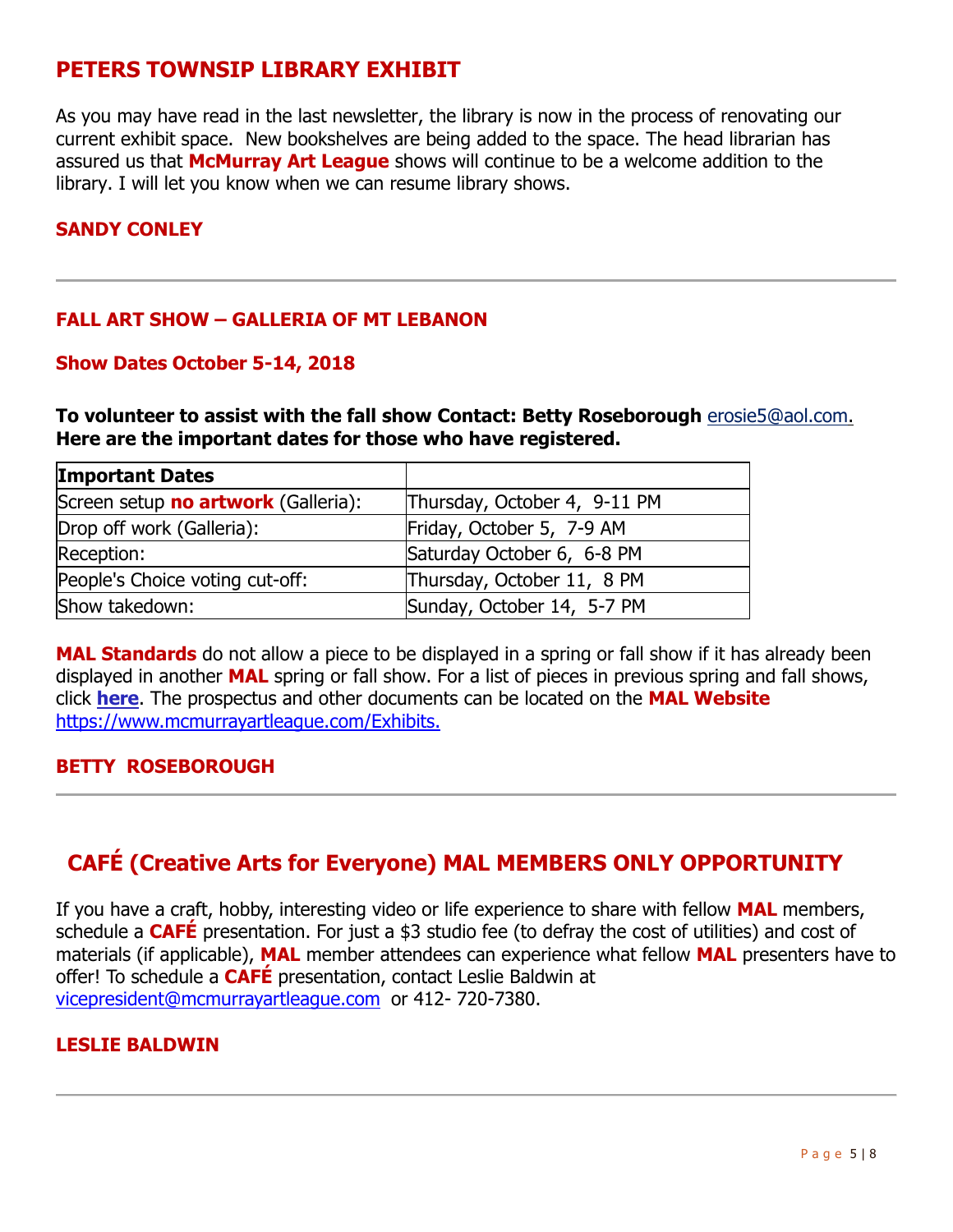## PETERS TOWNSIP LIBRARY EXHIBIT

As you may have read in the last newsletter, the library is now in the process of renovating our current exhibit space. New bookshelves are being added to the space. The head librarian has assured us that **McMurray Art League** shows will continue to be a welcome addition to the library. I will let you know when we can resume library shows.

**SANDY CONLEY**

---

### FALL ART SHOW – GALLERIA OF MT LEBANON

**Show Dates October 5-14, 2018**

**To volunteer to assist with the fall show Contact: Betty Roseborough** erosie5@aol.com.
**Here are the important dates for those who have registered.**

| **Important Dates** | |
|---|---|
| Screen setup **no artwork** (Galleria): | Thursday, October 4, 9-11 PM |
| Drop off work (Galleria): | Friday, October 5, 7-9 AM |
| Reception: | Saturday October 6, 6-8 PM |
| People's Choice voting cut-off: | Thursday, October 11, 8 PM |
| Show takedown: | Sunday, October 14, 5-7 PM |

**MAL Standards** do not allow a piece to be displayed in a spring or fall show if it has already been displayed in another **MAL** spring or fall show. For a list of pieces in previous spring and fall shows, click **here**. The prospectus and other documents can be located on the **MAL Website** https://www.mcmurrayartleague.com/Exhibits.

**BETTY ROSEBOROUGH**

---

## CAFÉ (Creative Arts for Everyone) MAL MEMBERS ONLY OPPORTUNITY

If you have a craft, hobby, interesting video or life experience to share with fellow **MAL** members, schedule a **CAFÉ** presentation. For just a $3 studio fee (to defray the cost of utilities) and cost of materials (if applicable), **MAL** member attendees can experience what fellow **MAL** presenters have to offer! To schedule a **CAFÉ** presentation, contact Leslie Baldwin at vicepresident@mcmurrayartleague.com or 412- 720-7380.

**LESLIE BALDWIN**

---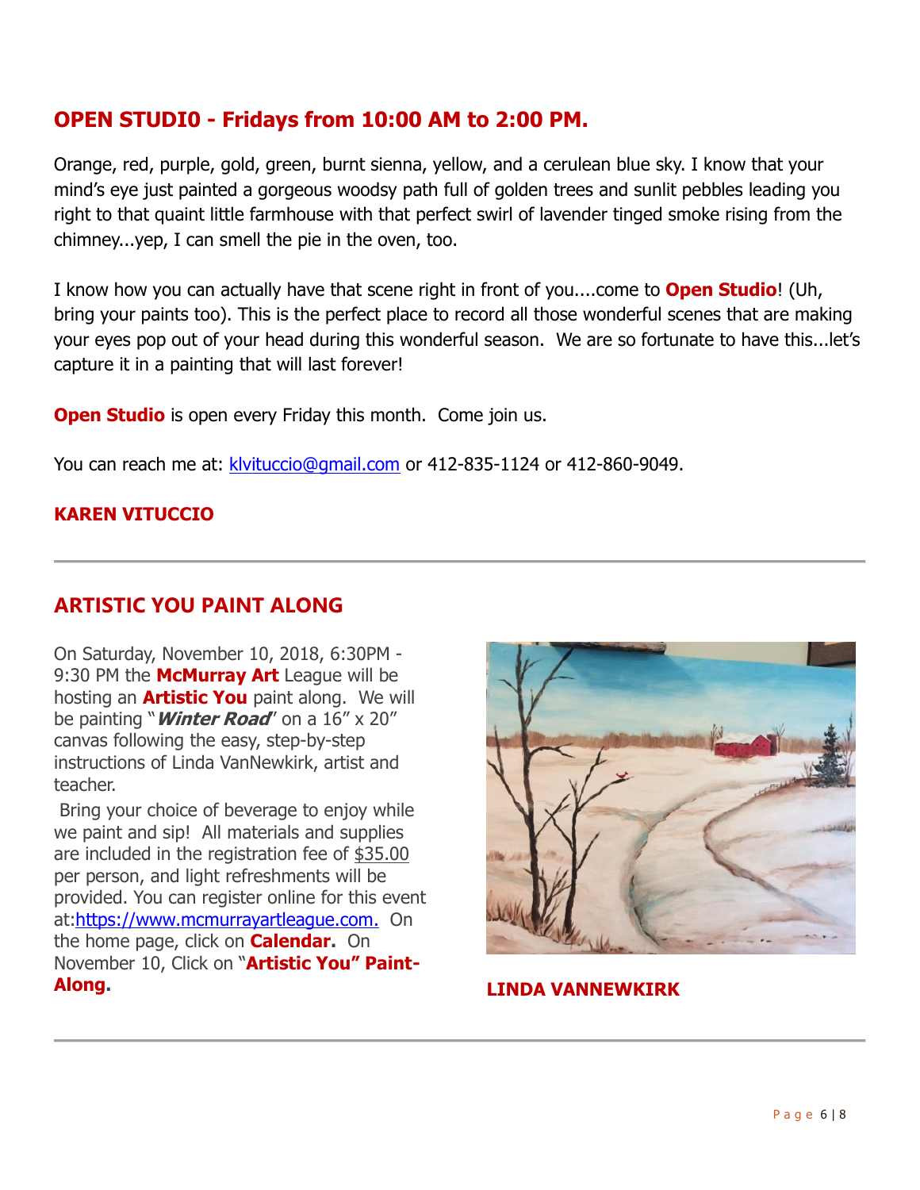## OPEN STUDI0 - Fridays from 10:00 AM to 2:00 PM.

Orange, red, purple, gold, green, burnt sienna, yellow, and a cerulean blue sky. I know that your mind's eye just painted a gorgeous woodsy path full of golden trees and sunlit pebbles leading you right to that quaint little farmhouse with that perfect swirl of lavender tinged smoke rising from the chimney...yep, I can smell the pie in the oven, too.

I know how you can actually have that scene right in front of you....come to **Open Studio**! (Uh, bring your paints too). This is the perfect place to record all those wonderful scenes that are making your eyes pop out of your head during this wonderful season. We are so fortunate to have this...let's capture it in a painting that will last forever!

**Open Studio** is open every Friday this month. Come join us.

You can reach me at: klvituccio@gmail.com or 412-835-1124 or 412-860-9049.

**KAREN VITUCCIO**

---

## ARTISTIC YOU PAINT ALONG

On Saturday, November 10, 2018, 6:30PM - 9:30 PM the **McMurray Art** League will be hosting an **Artistic You** paint along. We will be painting "***Winter Road***" on a 16" x 20" canvas following the easy, step-by-step instructions of Linda VanNewkirk, artist and teacher.

Bring your choice of beverage to enjoy while we paint and sip! All materials and supplies are included in the registration fee of $35.00 per person, and light refreshments will be provided. You can register online for this event at:https://www.mcmurrayartleague.com. On the home page, click on **Calendar.** On November 10, Click on "**Artistic You" Paint-Along.**

**LINDA VANNEWKIRK**

---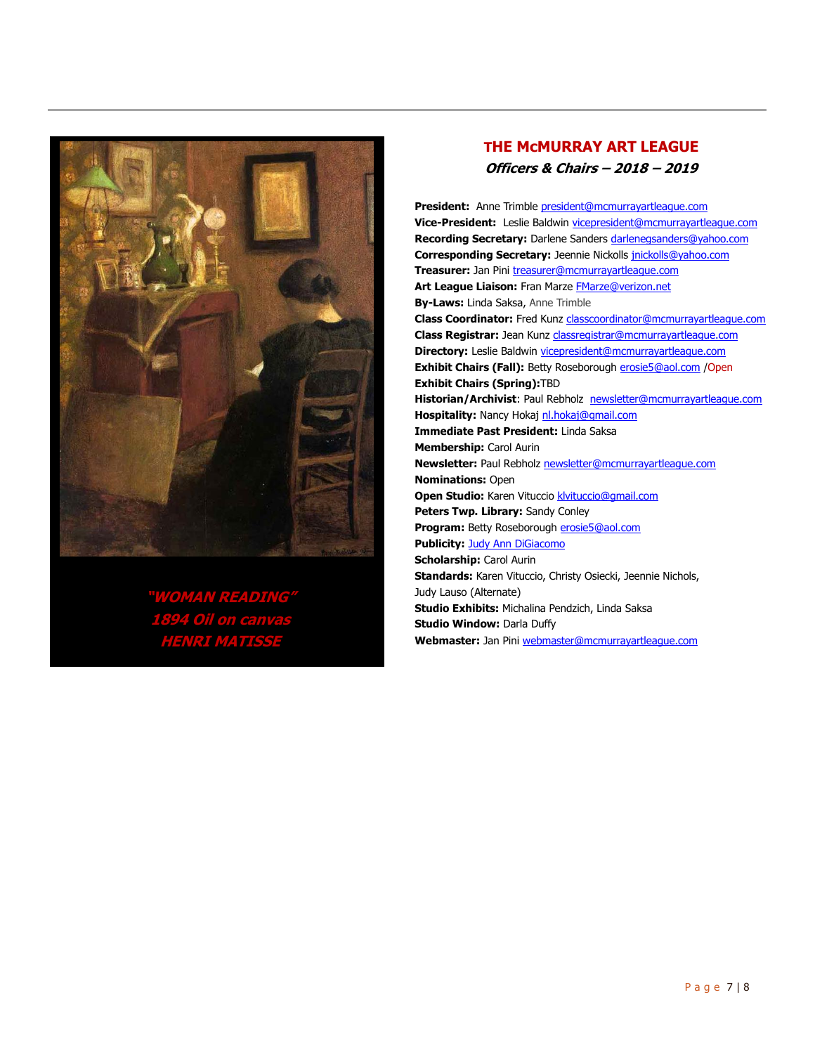"WOMAN READING"
1894 Oil on canvas
HENRI MATISSE

## THE McMURRAY ART LEAGUE

### *Officers & Chairs – 2018 – 2019*

**President:** Anne Trimble president@mcmurrayartleague.com
**Vice-President:** Leslie Baldwin vicepresident@mcmurrayartleague.com
**Recording Secretary:** Darlene Sanders darlenegsanders@yahoo.com
**Corresponding Secretary:** Jeennie Nickolls jnickolls@yahoo.com
**Treasurer:** Jan Pini treasurer@mcmurrayartleague.com
**Art League Liaison:** Fran Marze FMarze@verizon.net
**By-Laws:** Linda Saksa, Anne Trimble
**Class Coordinator:** Fred Kunz classcoordinator@mcmurrayartleague.com
**Class Registrar:** Jean Kunz classregistrar@mcmurrayartleague.com
**Directory:** Leslie Baldwin vicepresident@mcmurrayartleague.com
**Exhibit Chairs (Fall):** Betty Roseborough erosie5@aol.com /Open
**Exhibit Chairs (Spring):** TBD
**Historian/Archivist**: Paul Rebholz newsletter@mcmurrayartleague.com
**Hospitality:** Nancy Hokaj nl.hokaj@gmail.com
**Immediate Past President:** Linda Saksa
**Membership:** Carol Aurin
**Newsletter:** Paul Rebholz newsletter@mcmurrayartleague.com
**Nominations:** Open
**Open Studio:** Karen Vituccio klvituccio@gmail.com
**Peters Twp. Library:** Sandy Conley
**Program:** Betty Roseborough erosie5@aol.com
**Publicity:** Judy Ann DiGiacomo
**Scholarship:** Carol Aurin
**Standards:** Karen Vituccio, Christy Osiecki, Jeennie Nichols, Judy Lauso (Alternate)
**Studio Exhibits:** Michalina Pendzich, Linda Saksa
**Studio Window:** Darla Duffy
**Webmaster:** Jan Pini webmaster@mcmurrayartleague.com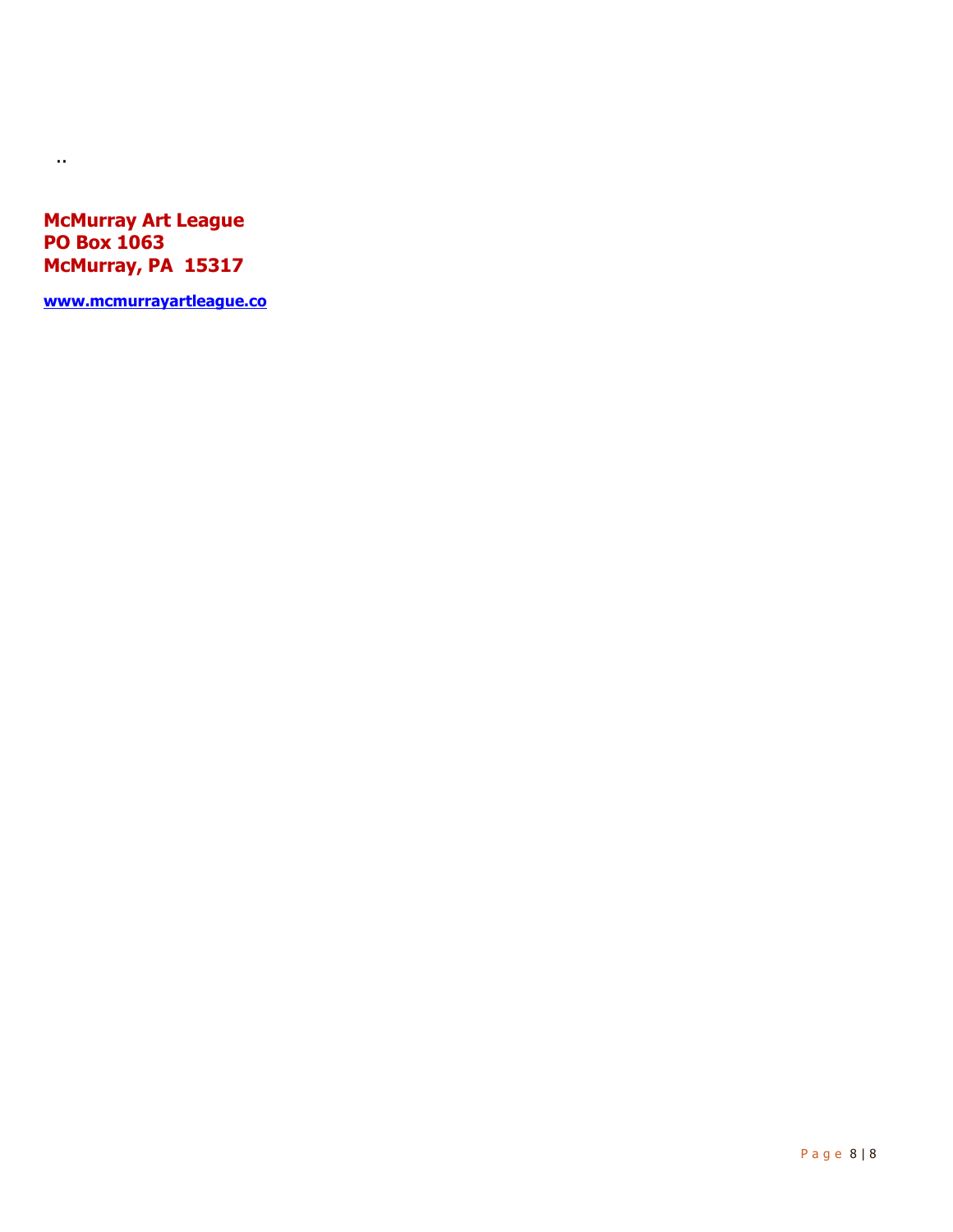..

**McMurray Art League**
**PO Box 1063**
**McMurray, PA 15317**

**www.mcmurrayartleague.co**